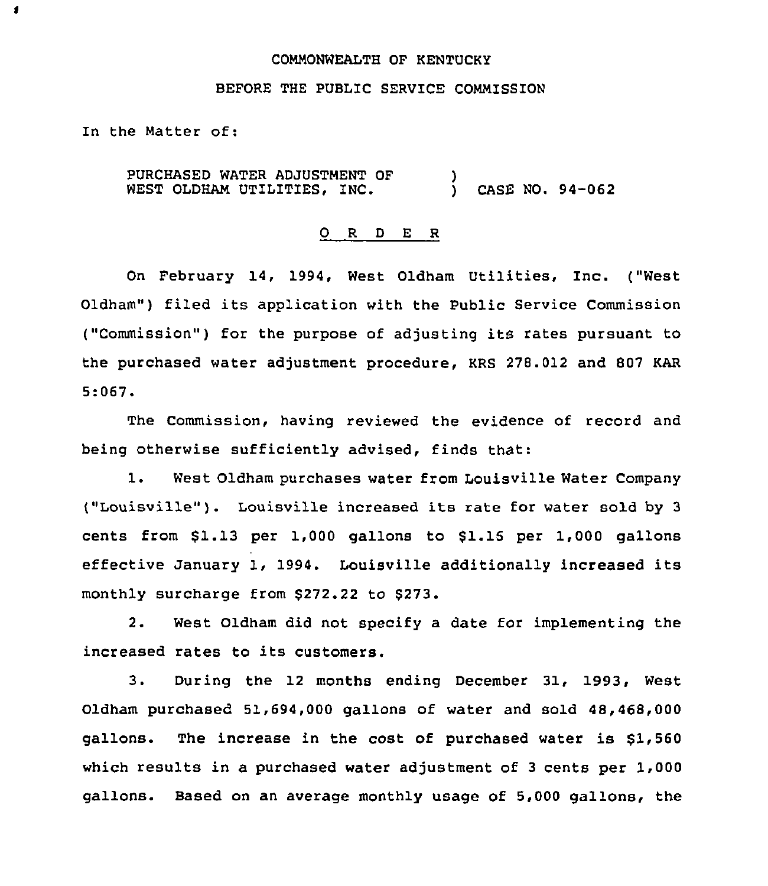COMMONWEALTH OF KENTUCKY

BEFORE THE PUBLIC SERVICE COMMISSION

In the Matter of:

PURCHASED WATER ADJUSTMENT OF WEST OLDHAM UTILITIES, INC. ) CASE NO. 94-062

O R D E R

On February 14, 1994, West Oldham Utilities, Inc. ("West Oldham") filed its application with the Public Service Commission ("Commission") for the purpose of adjusting its rates pursuant to the purchased water adjustment procedure, KRS 278.012 and 807 KAR 5:067.

The Commission, having reviewed the evidence of record and being otherwise sufficiently advised, finds that:

1. West Oldham purchases water from Louisville Water Company ("Louisville"). Louisville increased its rate for water sold by 3 cents from $1.13 per 1,000 gallons to $1.15 per 1,000 gallons effective January 1, 1994. Louisville additionally increased its monthly surcharge from $272.22 to $273.

2. West Oldham did not specify a date for implementing the increased rates to its customers.

3. During the 12 months ending December 31, 1993, West Oldham purchased 51,694,000 gallons of water and sold 48,468,000 gallons. The increase in the cost of purchased water is $1,560 which results in a purchased water adjustment of 3 cents per 1,000 gallons. Based on an average monthly usage of 5,000 gallons, the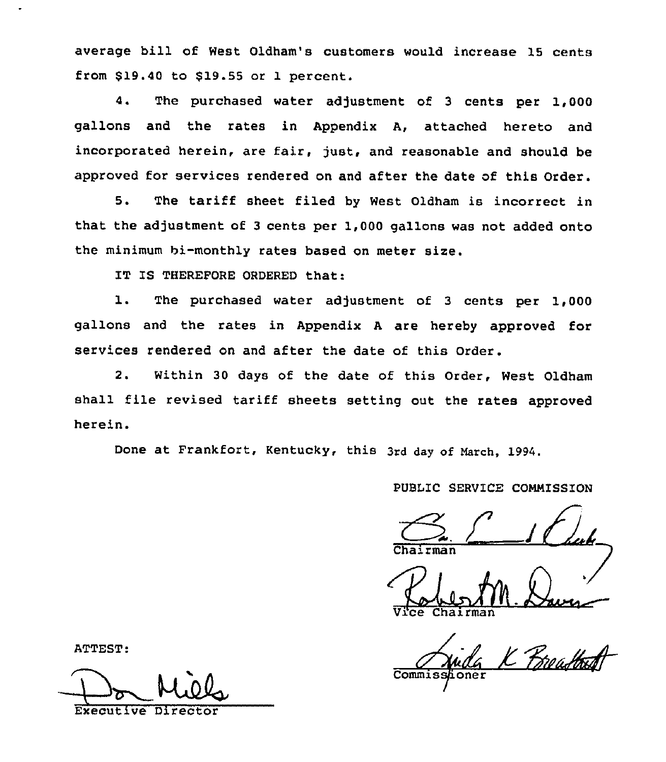average bill of West Oldham's customers would increase 15 cents from $19.40 to $19.55 or 1 percent.

4. The purchased water adjustment of 3 cents per 1,000 gallons and the rates in Appendix A, attached hereto and incorporated herein, are fair, just, and reasonable and should be approved for services rendered on and after the date of this Order.

5. The tariff sheet filed by West Oldham is incorrect in that the adjustment of 3 cents per 1,000 gallons was not added onto the minimum bi-monthly rates based on meter size.

IT IS THEREFORE ORDERED that:

1. The purchased water adjustment of 3 cents per 1,000 gallons and the rates in Appendix A are hereby approved for services rendered on and after the date of this Order.

2. Within 30 days of the date of this Order, West Oldham shall file revised tariff sheets setting out the rates approved herein.

Done at Frankfort, Kentucky, this 3rd day of March, 1994.

PUBLIC SERVICE COMMISSION

Chairman

Vice Chairman

Commissioner

ATTEST:

Executive Director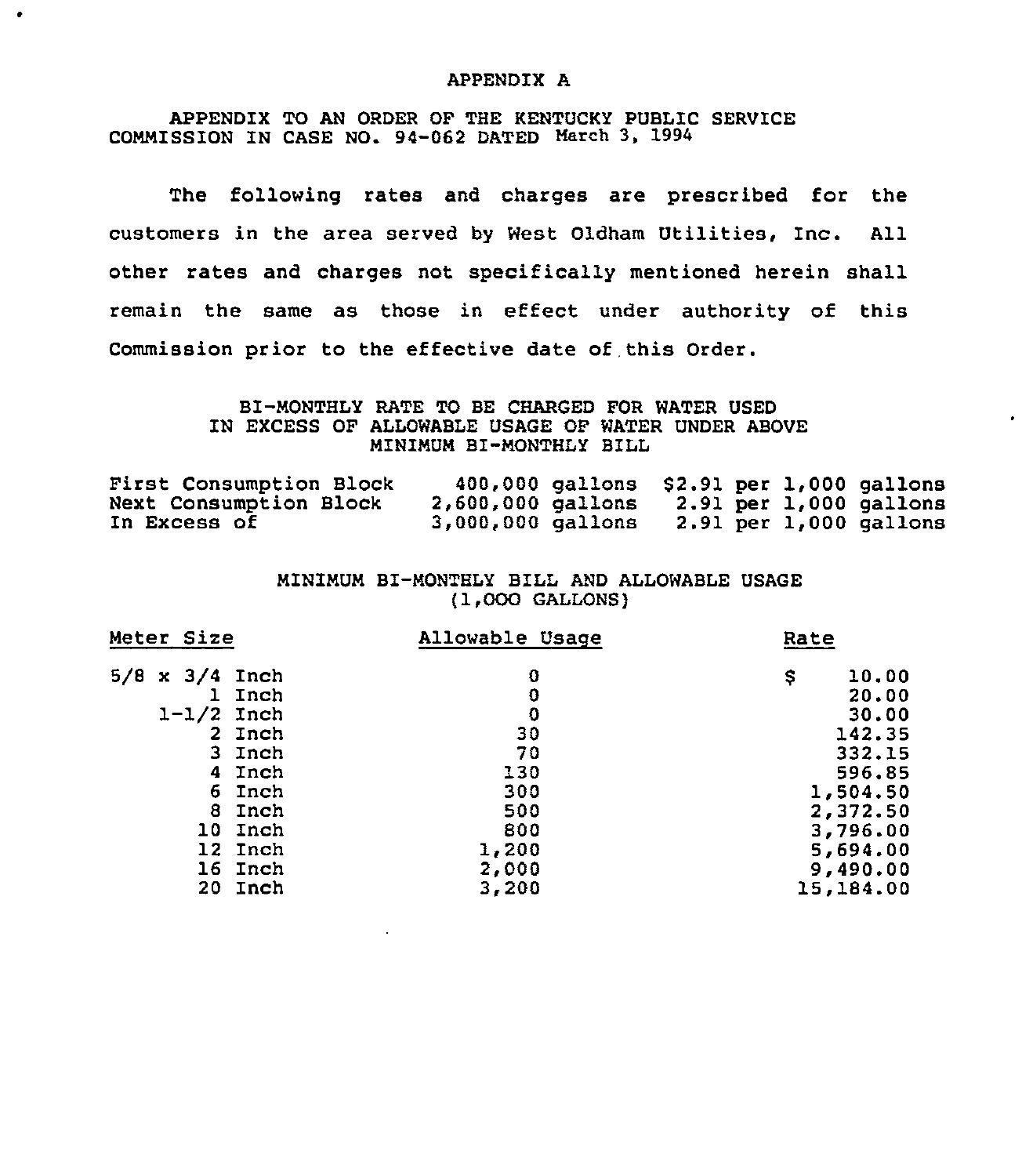# APPENDIX A

APPENDIX TO AN ORDER OF THE KENTUCKY PUBLIC SERVICE COMMISSION IN CASE NO. 94-062 DATED March 3, 1994

The following rates and charges are prescribed for the customers in the area served by West Oldham Utilities, Inc. All other rates and charges not specifically mentioned herein shall remain the same as those in effect under authority of this Commission prior to the effective date of this Order.

## BI-MONTHLY RATE TO BE CHARGED FOR WATER USED IN EXCESS OF ALLOWABLE USAGE OF WATER UNDER ABOVE MINIMUM BI-MONTHLY BILL

| | | |
|---|---|---|
| First Consumption Block | 400,000 gallons | $2.91 per 1,000 gallons |
| Next Consumption Block | 2,600,000 gallons | 2.91 per 1,000 gallons |
| In Excess of | 3,000,000 gallons | 2.91 per 1,000 gallons |

## MINIMUM BI-MONTHLY BILL AND ALLOWABLE USAGE (1,000 GALLONS)

| Meter Size | Allowable Usage | Rate |
|---|---|---|
| 5/8 x 3/4 Inch | 0 | $ 10.00 |
| 1 Inch | 0 | 20.00 |
| 1-1/2 Inch | 0 | 30.00 |
| 2 Inch | 30 | 142.35 |
| 3 Inch | 70 | 332.15 |
| 4 Inch | 130 | 596.85 |
| 6 Inch | 300 | 1,504.50 |
| 8 Inch | 500 | 2,372.50 |
| 10 Inch | 800 | 3,796.00 |
| 12 Inch | 1,200 | 5,694.00 |
| 16 Inch | 2,000 | 9,490.00 |
| 20 Inch | 3,200 | 15,184.00 |